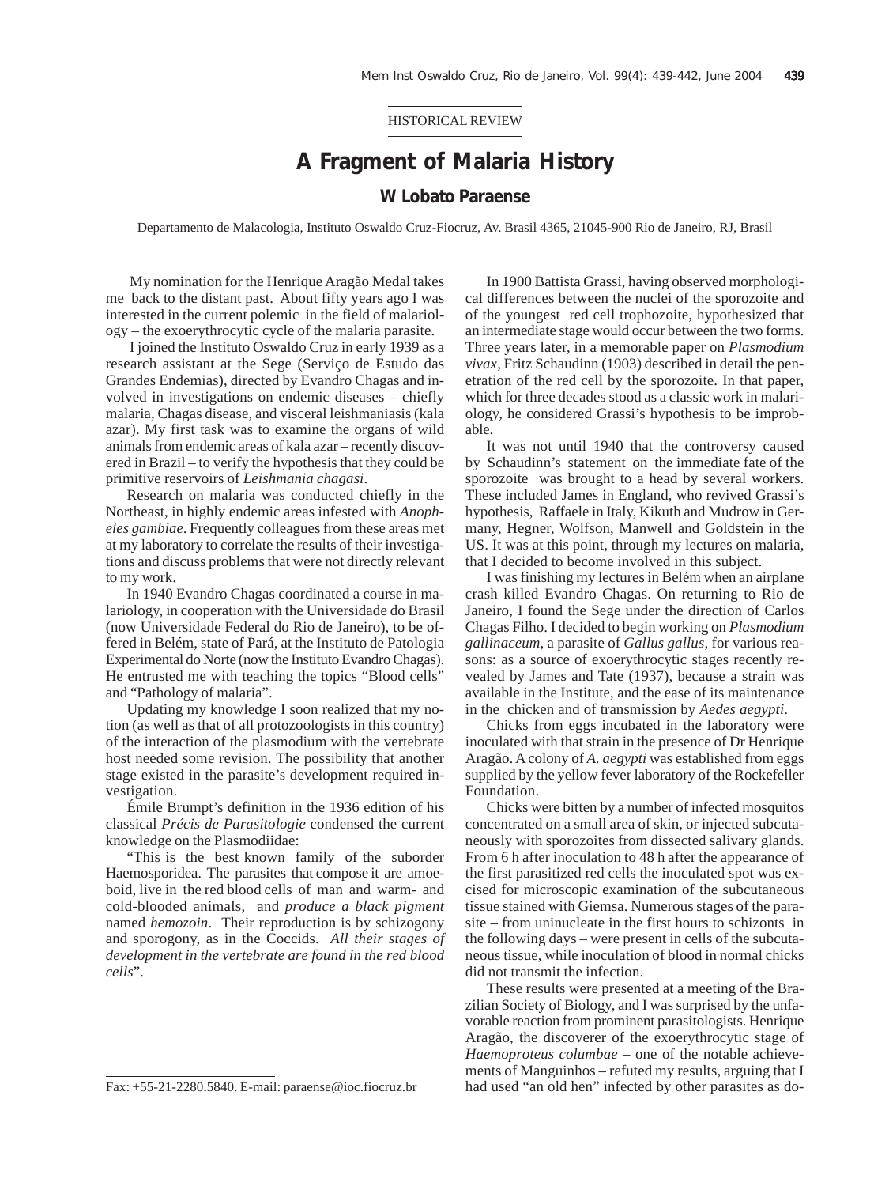HISTORICAL REVIEW

# A Fragment of Malaria History

## W Lobato Paraense

Departamento de Malacologia, Instituto Oswaldo Cruz-Fiocruz, Av. Brasil 4365, 21045-900 Rio de Janeiro, RJ, Brasil

My nomination for the Henrique Aragão Medal takes me back to the distant past. About fifty years ago I was interested in the current polemic in the field of malariology – the exoerythrocytic cycle of the malaria parasite.

I joined the Instituto Oswaldo Cruz in early 1939 as a research assistant at the Sege (Serviço de Estudo das Grandes Endemias), directed by Evandro Chagas and involved in investigations on endemic diseases – chiefly malaria, Chagas disease, and visceral leishmaniasis (kala azar). My first task was to examine the organs of wild animals from endemic areas of kala azar – recently discovered in Brazil – to verify the hypothesis that they could be primitive reservoirs of *Leishmania chagasi*.

Research on malaria was conducted chiefly in the Northeast, in highly endemic areas infested with *Anopheles gambiae*. Frequently colleagues from these areas met at my laboratory to correlate the results of their investigations and discuss problems that were not directly relevant to my work.

In 1940 Evandro Chagas coordinated a course in malariology, in cooperation with the Universidade do Brasil (now Universidade Federal do Rio de Janeiro), to be offered in Belém, state of Pará, at the Instituto de Patologia Experimental do Norte (now the Instituto Evandro Chagas). He entrusted me with teaching the topics "Blood cells" and "Pathology of malaria".

Updating my knowledge I soon realized that my notion (as well as that of all protozoologists in this country) of the interaction of the plasmodium with the vertebrate host needed some revision. The possibility that another stage existed in the parasite's development required investigation.

Émile Brumpt's definition in the 1936 edition of his classical *Précis de Parasitologie* condensed the current knowledge on the Plasmodiidae:

"This is the best known family of the suborder Haemosporidea. The parasites that compose it are amoeboid, live in the red blood cells of man and warm- and cold-blooded animals, and *produce a black pigment* named *hemozoin*. Their reproduction is by schizogony and sporogony, as in the Coccids. *All their stages of development in the vertebrate are found in the red blood cells*".

In 1900 Battista Grassi, having observed morphological differences between the nuclei of the sporozoite and of the youngest red cell trophozoite, hypothesized that an intermediate stage would occur between the two forms. Three years later, in a memorable paper on *Plasmodium vivax*, Fritz Schaudinn (1903) described in detail the penetration of the red cell by the sporozoite. In that paper, which for three decades stood as a classic work in malariology, he considered Grassi's hypothesis to be improbable.

It was not until 1940 that the controversy caused by Schaudinn's statement on the immediate fate of the sporozoite was brought to a head by several workers. These included James in England, who revived Grassi's hypothesis, Raffaele in Italy, Kikuth and Mudrow in Germany, Hegner, Wolfson, Manwell and Goldstein in the US. It was at this point, through my lectures on malaria, that I decided to become involved in this subject.

I was finishing my lectures in Belém when an airplane crash killed Evandro Chagas. On returning to Rio de Janeiro, I found the Sege under the direction of Carlos Chagas Filho. I decided to begin working on *Plasmodium gallinaceum*, a parasite of *Gallus gallus*, for various reasons: as a source of exoerythrocytic stages recently revealed by James and Tate (1937), because a strain was available in the Institute, and the ease of its maintenance in the chicken and of transmission by *Aedes aegypti*.

Chicks from eggs incubated in the laboratory were inoculated with that strain in the presence of Dr Henrique Aragão. A colony of *A. aegypti* was established from eggs supplied by the yellow fever laboratory of the Rockefeller Foundation.

Chicks were bitten by a number of infected mosquitos concentrated on a small area of skin, or injected subcutaneously with sporozoites from dissected salivary glands. From 6 h after inoculation to 48 h after the appearance of the first parasitized red cells the inoculated spot was excised for microscopic examination of the subcutaneous tissue stained with Giemsa. Numerous stages of the parasite – from uninucleate in the first hours to schizonts in the following days – were present in cells of the subcutaneous tissue, while inoculation of blood in normal chicks did not transmit the infection.

These results were presented at a meeting of the Brazilian Society of Biology, and I was surprised by the unfavorable reaction from prominent parasitologists. Henrique Aragão, the discoverer of the exoerythrocytic stage of *Haemoproteus columbae* – one of the notable achievements of Manguinhos – refuted my results, arguing that I had used "an old hen" infected by other parasites as do-

Fax: +55-21-2280.5840. E-mail: paraense@ioc.fiocruz.br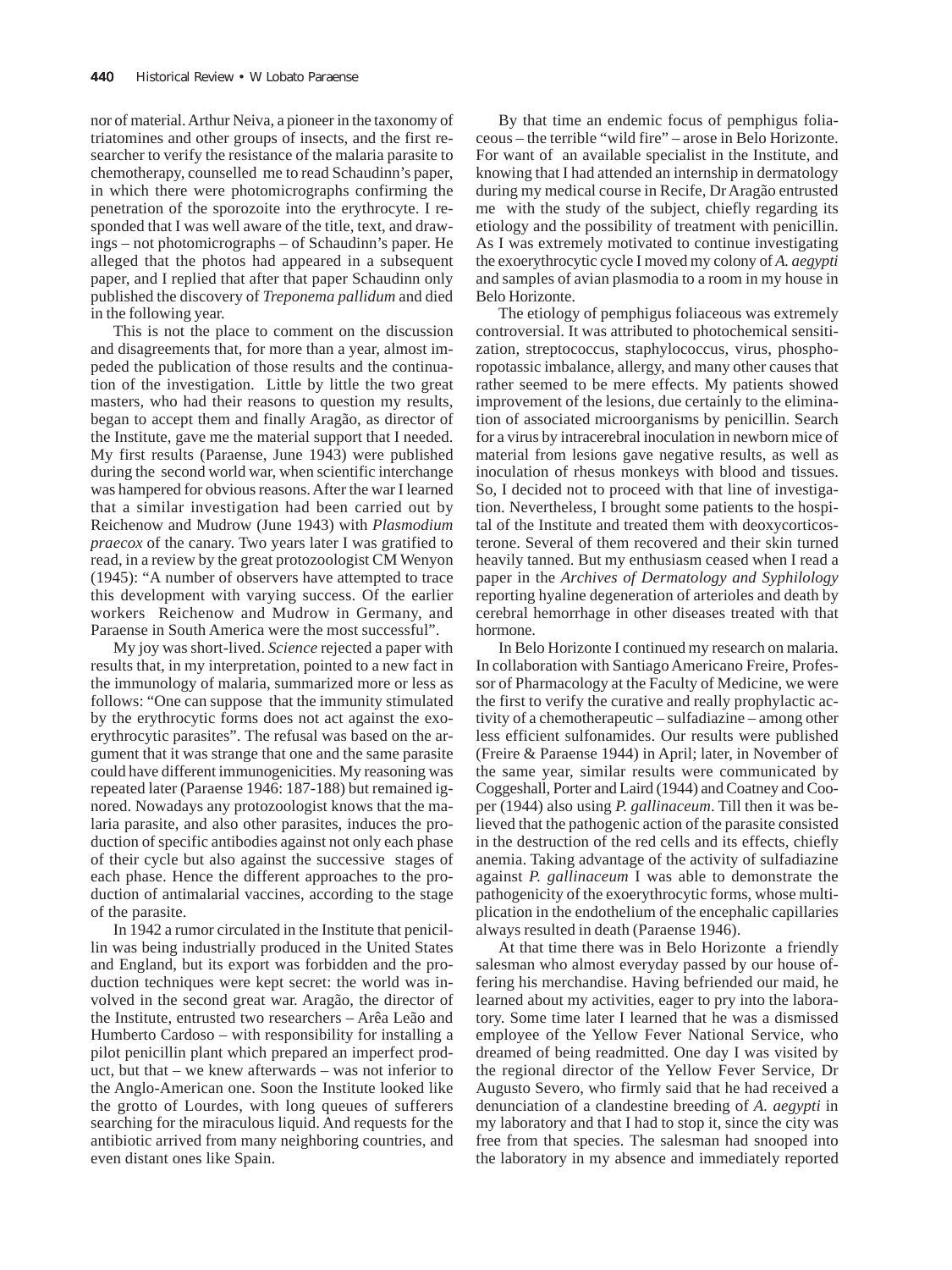nor of material. Arthur Neiva, a pioneer in the taxonomy of triatomines and other groups of insects, and the first researcher to verify the resistance of the malaria parasite to chemotherapy, counselled me to read Schaudinn's paper, in which there were photomicrographs confirming the penetration of the sporozoite into the erythrocyte. I responded that I was well aware of the title, text, and drawings – not photomicrographs – of Schaudinn's paper. He alleged that the photos had appeared in a subsequent paper, and I replied that after that paper Schaudinn only published the discovery of *Treponema pallidum* and died in the following year.

This is not the place to comment on the discussion and disagreements that, for more than a year, almost impeded the publication of those results and the continuation of the investigation. Little by little the two great masters, who had their reasons to question my results, began to accept them and finally Aragão, as director of the Institute, gave me the material support that I needed. My first results (Paraense, June 1943) were published during the second world war, when scientific interchange was hampered for obvious reasons. After the war I learned that a similar investigation had been carried out by Reichenow and Mudrow (June 1943) with *Plasmodium praecox* of the canary. Two years later I was gratified to read, in a review by the great protozoologist CM Wenyon (1945): "A number of observers have attempted to trace this development with varying success. Of the earlier workers Reichenow and Mudrow in Germany, and Paraense in South America were the most successful".

My joy was short-lived. *Science* rejected a paper with results that, in my interpretation, pointed to a new fact in the immunology of malaria, summarized more or less as follows: "One can suppose that the immunity stimulated by the erythrocytic forms does not act against the exoerythrocytic parasites". The refusal was based on the argument that it was strange that one and the same parasite could have different immunogenicities. My reasoning was repeated later (Paraense 1946: 187-188) but remained ignored. Nowadays any protozoologist knows that the malaria parasite, and also other parasites, induces the production of specific antibodies against not only each phase of their cycle but also against the successive stages of each phase. Hence the different approaches to the production of antimalarial vaccines, according to the stage of the parasite.

In 1942 a rumor circulated in the Institute that penicillin was being industrially produced in the United States and England, but its export was forbidden and the production techniques were kept secret: the world was involved in the second great war. Aragão, the director of the Institute, entrusted two researchers – Arêa Leão and Humberto Cardoso – with responsibility for installing a pilot penicillin plant which prepared an imperfect product, but that – we knew afterwards – was not inferior to the Anglo-American one. Soon the Institute looked like the grotto of Lourdes, with long queues of sufferers searching for the miraculous liquid. And requests for the antibiotic arrived from many neighboring countries, and even distant ones like Spain.

By that time an endemic focus of pemphigus foliaceous – the terrible "wild fire" – arose in Belo Horizonte. For want of an available specialist in the Institute, and knowing that I had attended an internship in dermatology during my medical course in Recife, Dr Aragão entrusted me with the study of the subject, chiefly regarding its etiology and the possibility of treatment with penicillin. As I was extremely motivated to continue investigating the exoerythrocytic cycle I moved my colony of *A. aegypti* and samples of avian plasmodia to a room in my house in Belo Horizonte.

The etiology of pemphigus foliaceous was extremely controversial. It was attributed to photochemical sensitization, streptococcus, staphylococcus, virus, phosphoropotassic imbalance, allergy, and many other causes that rather seemed to be mere effects. My patients showed improvement of the lesions, due certainly to the elimination of associated microorganisms by penicillin. Search for a virus by intracerebral inoculation in newborn mice of material from lesions gave negative results, as well as inoculation of rhesus monkeys with blood and tissues. So, I decided not to proceed with that line of investigation. Nevertheless, I brought some patients to the hospital of the Institute and treated them with deoxycorticosterone. Several of them recovered and their skin turned heavily tanned. But my enthusiasm ceased when I read a paper in the *Archives of Dermatology and Syphilology* reporting hyaline degeneration of arterioles and death by cerebral hemorrhage in other diseases treated with that hormone.

In Belo Horizonte I continued my research on malaria. In collaboration with Santiago Americano Freire, Professor of Pharmacology at the Faculty of Medicine, we were the first to verify the curative and really prophylactic activity of a chemotherapeutic – sulfadiazine – among other less efficient sulfonamides. Our results were published (Freire & Paraense 1944) in April; later, in November of the same year, similar results were communicated by Coggeshall, Porter and Laird (1944) and Coatney and Cooper (1944) also using *P. gallinaceum*. Till then it was believed that the pathogenic action of the parasite consisted in the destruction of the red cells and its effects, chiefly anemia. Taking advantage of the activity of sulfadiazine against *P. gallinaceum* I was able to demonstrate the pathogenicity of the exoerythrocytic forms, whose multiplication in the endothelium of the encephalic capillaries always resulted in death (Paraense 1946).

At that time there was in Belo Horizonte a friendly salesman who almost everyday passed by our house offering his merchandise. Having befriended our maid, he learned about my activities, eager to pry into the laboratory. Some time later I learned that he was a dismissed employee of the Yellow Fever National Service, who dreamed of being readmitted. One day I was visited by the regional director of the Yellow Fever Service, Dr Augusto Severo, who firmly said that he had received a denunciation of a clandestine breeding of *A. aegypti* in my laboratory and that I had to stop it, since the city was free from that species. The salesman had snooped into the laboratory in my absence and immediately reported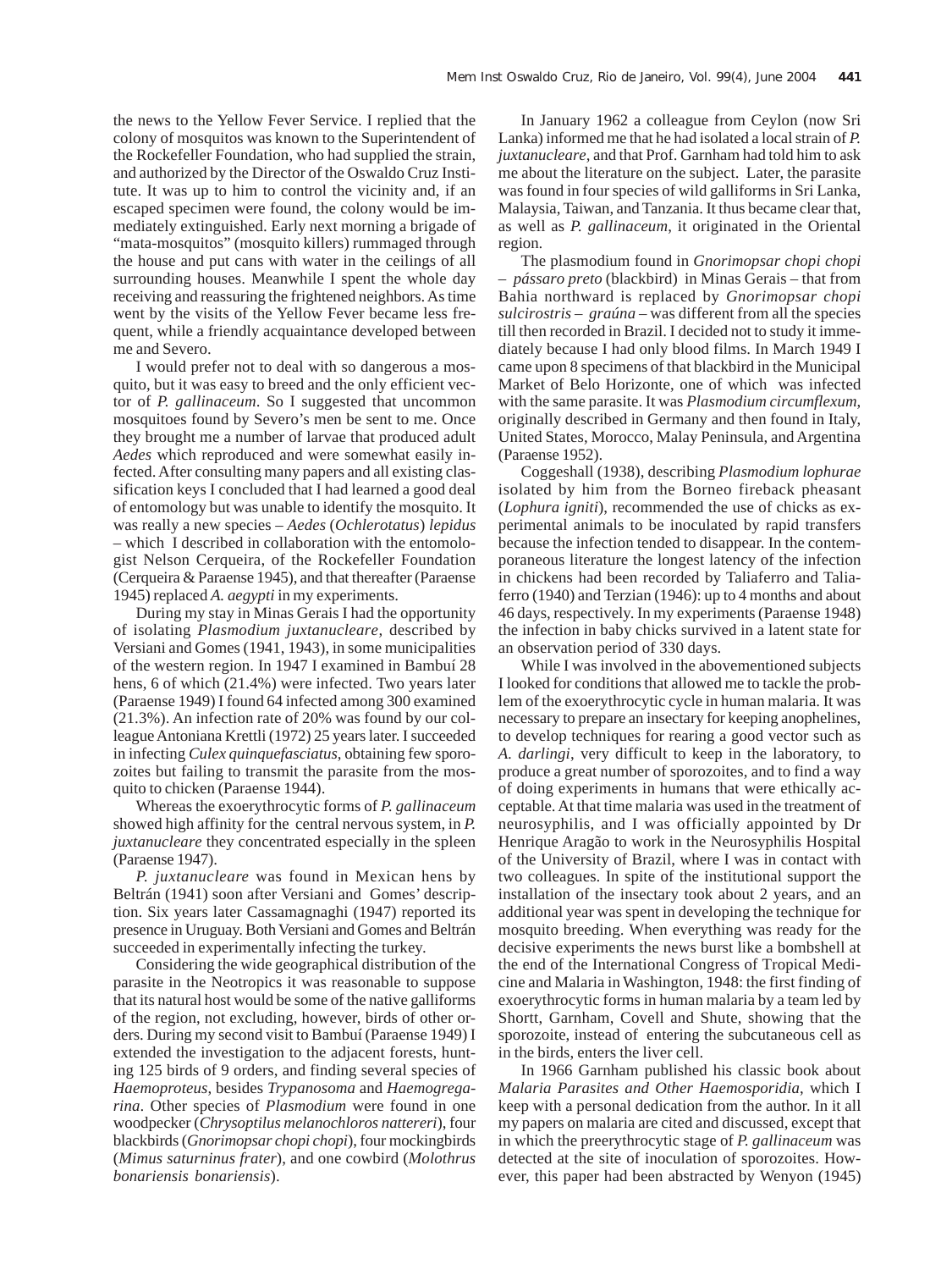the news to the Yellow Fever Service. I replied that the colony of mosquitos was known to the Superintendent of the Rockefeller Foundation, who had supplied the strain, and authorized by the Director of the Oswaldo Cruz Institute. It was up to him to control the vicinity and, if an escaped specimen were found, the colony would be immediately extinguished. Early next morning a brigade of "mata-mosquitos" (mosquito killers) rummaged through the house and put cans with water in the ceilings of all surrounding houses. Meanwhile I spent the whole day receiving and reassuring the frightened neighbors. As time went by the visits of the Yellow Fever became less frequent, while a friendly acquaintance developed between me and Severo.

I would prefer not to deal with so dangerous a mosquito, but it was easy to breed and the only efficient vector of *P. gallinaceum*. So I suggested that uncommon mosquitoes found by Severo's men be sent to me. Once they brought me a number of larvae that produced adult *Aedes* which reproduced and were somewhat easily infected. After consulting many papers and all existing classification keys I concluded that I had learned a good deal of entomology but was unable to identify the mosquito. It was really a new species – *Aedes* (*Ochlerotatus*) *lepidus* – which I described in collaboration with the entomologist Nelson Cerqueira, of the Rockefeller Foundation (Cerqueira & Paraense 1945), and that thereafter (Paraense 1945) replaced *A. aegypti* in my experiments.

During my stay in Minas Gerais I had the opportunity of isolating *Plasmodium juxtanucleare*, described by Versiani and Gomes (1941, 1943), in some municipalities of the western region. In 1947 I examined in Bambuí 28 hens, 6 of which (21.4%) were infected. Two years later (Paraense 1949) I found 64 infected among 300 examined (21.3%). An infection rate of 20% was found by our colleague Antoniana Krettli (1972) 25 years later. I succeeded in infecting *Culex quinquefasciatus*, obtaining few sporozoites but failing to transmit the parasite from the mosquito to chicken (Paraense 1944).

Whereas the exoerythrocytic forms of *P. gallinaceum* showed high affinity for the central nervous system, in *P. juxtanucleare* they concentrated especially in the spleen (Paraense 1947).

*P. juxtanucleare* was found in Mexican hens by Beltrán (1941) soon after Versiani and Gomes' description. Six years later Cassamagnaghi (1947) reported its presence in Uruguay. Both Versiani and Gomes and Beltrán succeeded in experimentally infecting the turkey.

Considering the wide geographical distribution of the parasite in the Neotropics it was reasonable to suppose that its natural host would be some of the native galliforms of the region, not excluding, however, birds of other orders. During my second visit to Bambuí (Paraense 1949) I extended the investigation to the adjacent forests, hunting 125 birds of 9 orders, and finding several species of *Haemoproteus*, besides *Trypanosoma* and *Haemogregarina*. Other species of *Plasmodium* were found in one woodpecker (*Chrysoptilus melanochloros nattereri*), four blackbirds (*Gnorimopsar chopi chopi*), four mockingbirds (*Mimus saturninus frater*), and one cowbird (*Molothrus bonariensis bonariensis*).

In January 1962 a colleague from Ceylon (now Sri Lanka) informed me that he had isolated a local strain of *P. juxtanucleare*, and that Prof. Garnham had told him to ask me about the literature on the subject. Later, the parasite was found in four species of wild galliforms in Sri Lanka, Malaysia, Taiwan, and Tanzania. It thus became clear that, as well as *P. gallinaceum*, it originated in the Oriental region.

The plasmodium found in *Gnorimopsar chopi chopi* – *pássaro preto* (blackbird) in Minas Gerais – that from Bahia northward is replaced by *Gnorimopsar chopi sulcirostris* – *graúna* – was different from all the species till then recorded in Brazil. I decided not to study it immediately because I had only blood films. In March 1949 I came upon 8 specimens of that blackbird in the Municipal Market of Belo Horizonte, one of which was infected with the same parasite. It was *Plasmodium circumflexum*, originally described in Germany and then found in Italy, United States, Morocco, Malay Peninsula, and Argentina (Paraense 1952).

Coggeshall (1938), describing *Plasmodium lophurae* isolated by him from the Borneo fireback pheasant (*Lophura igniti*), recommended the use of chicks as experimental animals to be inoculated by rapid transfers because the infection tended to disappear. In the contemporaneous literature the longest latency of the infection in chickens had been recorded by Taliaferro and Taliaferro (1940) and Terzian (1946): up to 4 months and about 46 days, respectively. In my experiments (Paraense 1948) the infection in baby chicks survived in a latent state for an observation period of 330 days.

While I was involved in the abovementioned subjects I looked for conditions that allowed me to tackle the problem of the exoerythrocytic cycle in human malaria. It was necessary to prepare an insectary for keeping anophelines, to develop techniques for rearing a good vector such as *A. darlingi*, very difficult to keep in the laboratory, to produce a great number of sporozoites, and to find a way of doing experiments in humans that were ethically acceptable. At that time malaria was used in the treatment of neurosyphilis, and I was officially appointed by Dr Henrique Aragão to work in the Neurosyphilis Hospital of the University of Brazil, where I was in contact with two colleagues. In spite of the institutional support the installation of the insectary took about 2 years, and an additional year was spent in developing the technique for mosquito breeding. When everything was ready for the decisive experiments the news burst like a bombshell at the end of the International Congress of Tropical Medicine and Malaria in Washington, 1948: the first finding of exoerythrocytic forms in human malaria by a team led by Shortt, Garnham, Covell and Shute, showing that the sporozoite, instead of entering the subcutaneous cell as in the birds, enters the liver cell.

In 1966 Garnham published his classic book about *Malaria Parasites and Other Haemosporidia*, which I keep with a personal dedication from the author. In it all my papers on malaria are cited and discussed, except that in which the preerythrocytic stage of *P. gallinaceum* was detected at the site of inoculation of sporozoites. However, this paper had been abstracted by Wenyon (1945)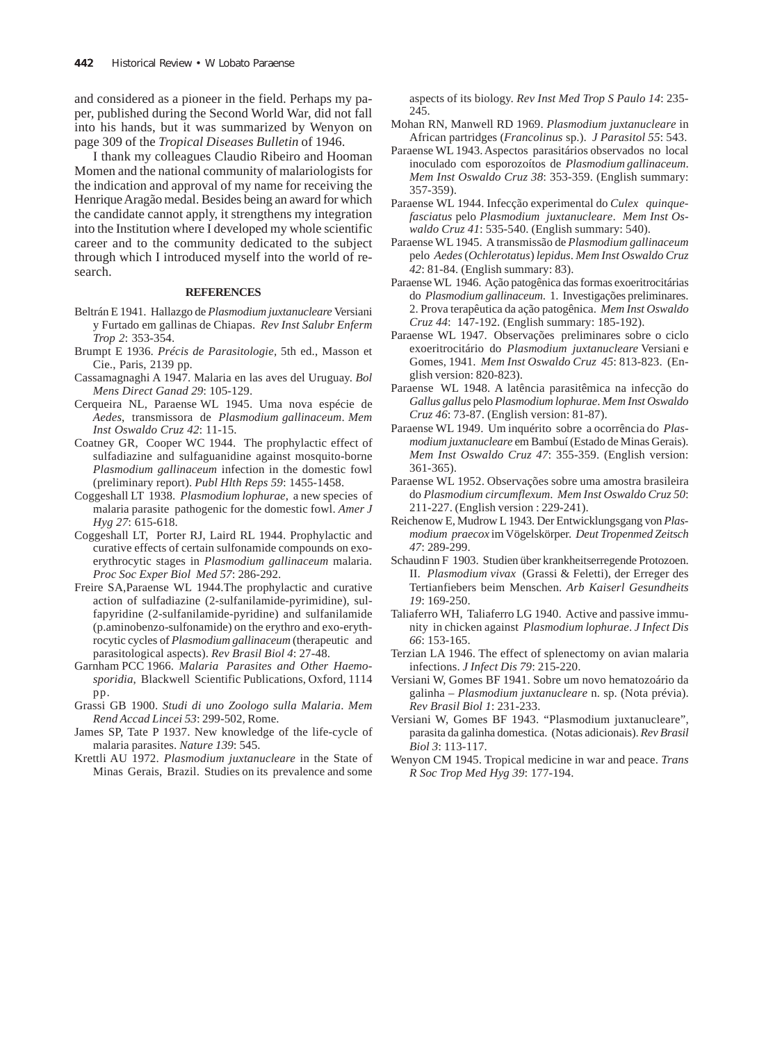and considered as a pioneer in the field. Perhaps my paper, published during the Second World War, did not fall into his hands, but it was summarized by Wenyon on page 309 of the *Tropical Diseases Bulletin* of 1946.

I thank my colleagues Claudio Ribeiro and Hooman Momen and the national community of malariologists for the indication and approval of my name for receiving the Henrique Aragão medal. Besides being an award for which the candidate cannot apply, it strengthens my integration into the Institution where I developed my whole scientific career and to the community dedicated to the subject through which I introduced myself into the world of research.

## REFERENCES

Beltrán E 1941. Hallazgo de *Plasmodium juxtanucleare* Versiani y Furtado em gallinas de Chiapas. *Rev Inst Salubr Enferm Trop 2*: 353-354.

Brumpt E 1936. *Précis de Parasitologie*, 5th ed., Masson et Cie., Paris, 2139 pp.

Cassamagnaghi A 1947. Malaria en las aves del Uruguay. *Bol Mens Direct Ganad 29*: 105-129.

Cerqueira NL, Paraense WL 1945. Uma nova espécie de *Aedes*, transmissora de *Plasmodium gallinaceum*. *Mem Inst Oswaldo Cruz 42*: 11-15.

Coatney GR, Cooper WC 1944. The prophylactic effect of sulfadiazine and sulfaguanidine against mosquito-borne *Plasmodium gallinaceum* infection in the domestic fowl (preliminary report). *Publ Hlth Reps 59*: 1455-1458.

Coggeshall LT 1938. *Plasmodium lophurae*, a new species of malaria parasite pathogenic for the domestic fowl. *Amer J Hyg 27*: 615-618.

Coggeshall LT, Porter RJ, Laird RL 1944. Prophylactic and curative effects of certain sulfonamide compounds on exoerythrocytic stages in *Plasmodium gallinaceum* malaria. *Proc Soc Exper Biol Med 57*: 286-292.

Freire SA, Paraense WL 1944. The prophylactic and curative action of sulfadiazine (2-sulfanilamide-pyrimidine), sulfapyridine (2-sulfanilamide-pyridine) and sulfanilamide (p.aminobenzo-sulfonamide) on the erythro and exo-erythrocytic cycles of *Plasmodium gallinaceum* (therapeutic and parasitological aspects). *Rev Brasil Biol 4*: 27-48.

Garnham PCC 1966. *Malaria Parasites and Other Haemosporidia*, Blackwell Scientific Publications, Oxford, 1114 pp.

Grassi GB 1900. *Studi di uno Zoologo sulla Malaria*. *Mem Rend Accad Lincei 53*: 299-502, Rome.

James SP, Tate P 1937. New knowledge of the life-cycle of malaria parasites. *Nature 139*: 545.

Krettli AU 1972. *Plasmodium juxtanucleare* in the State of Minas Gerais, Brazil. Studies on its prevalence and some aspects of its biology. *Rev Inst Med Trop S Paulo 14*: 235-245.

Mohan RN, Manwell RD 1969. *Plasmodium juxtanucleare* in African partridges (*Francolinus* sp.). *J Parasitol 55*: 543.

Paraense WL 1943. Aspectos parasitários observados no local inoculado com esporozoítos de *Plasmodium gallinaceum*. *Mem Inst Oswaldo Cruz 38*: 353-359. (English summary: 357-359).

Paraense WL 1944. Infecção experimental do *Culex quinquefasciatus* pelo *Plasmodium juxtanucleare*. *Mem Inst Oswaldo Cruz 41*: 535-540. (English summary: 540).

Paraense WL 1945. A transmissão de *Plasmodium gallinaceum* pelo *Aedes* (*Ochlerotatus*) *lepidus*. *Mem Inst Oswaldo Cruz 42*: 81-84. (English summary: 83).

Paraense WL 1946. Ação patogênica das formas exoeritrocitárias do *Plasmodium gallinaceum*. 1. Investigações preliminares. 2. Prova terapêutica da ação patogênica. *Mem Inst Oswaldo Cruz 44*: 147-192. (English summary: 185-192).

Paraense WL 1947. Observações preliminares sobre o ciclo exoeritrocitário do *Plasmodium juxtanucleare* Versiani e Gomes, 1941. *Mem Inst Oswaldo Cruz 45*: 813-823. (English version: 820-823).

Paraense WL 1948. A latência parasitêmica na infecção do *Gallus gallus* pelo *Plasmodium lophurae*. *Mem Inst Oswaldo Cruz 46*: 73-87. (English version: 81-87).

Paraense WL 1949. Um inquérito sobre a ocorrência do *Plasmodium juxtanucleare* em Bambuí (Estado de Minas Gerais). *Mem Inst Oswaldo Cruz 47*: 355-359. (English version: 361-365).

Paraense WL 1952. Observações sobre uma amostra brasileira do *Plasmodium circumflexum*. *Mem Inst Oswaldo Cruz 50*: 211-227. (English version : 229-241).

Reichenow E, Mudrow L 1943. Der Entwicklungsgang von *Plasmodium praecox* im Vögelskörper. *Deut Tropenmed Zeitsch 47*: 289-299.

Schaudinn F 1903. Studien über krankheitserregende Protozoen. II. *Plasmodium vivax* (Grassi & Feletti), der Erreger des Tertianfiebers beim Menschen. *Arb Kaiserl Gesundheits 19*: 169-250.

Taliaferro WH, Taliaferro LG 1940. Active and passive immunity in chicken against *Plasmodium lophurae*. *J Infect Dis 66*: 153-165.

Terzian LA 1946. The effect of splenectomy on avian malaria infections. *J Infect Dis 79*: 215-220.

Versiani W, Gomes BF 1941. Sobre um novo hematozoário da galinha – *Plasmodium juxtanucleare* n. sp. (Nota prévia). *Rev Brasil Biol 1*: 231-233.

Versiani W, Gomes BF 1943. “Plasmodium juxtanucleare”, parasita da galinha domestica. (Notas adicionais). *Rev Brasil Biol 3*: 113-117.

Wenyon CM 1945. Tropical medicine in war and peace. *Trans R Soc Trop Med Hyg 39*: 177-194.